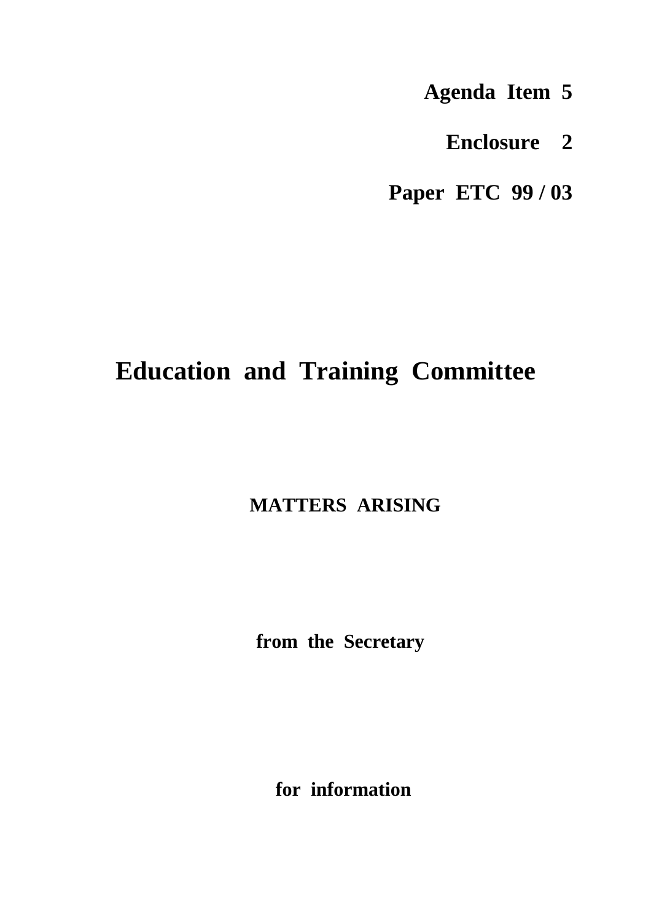**Agenda Item 5**

**Enclosure 2**

**Paper ETC 99 / 03**

# Education and Training Committee

**MATTERS ARISING**

**from the Secretary**

**for information**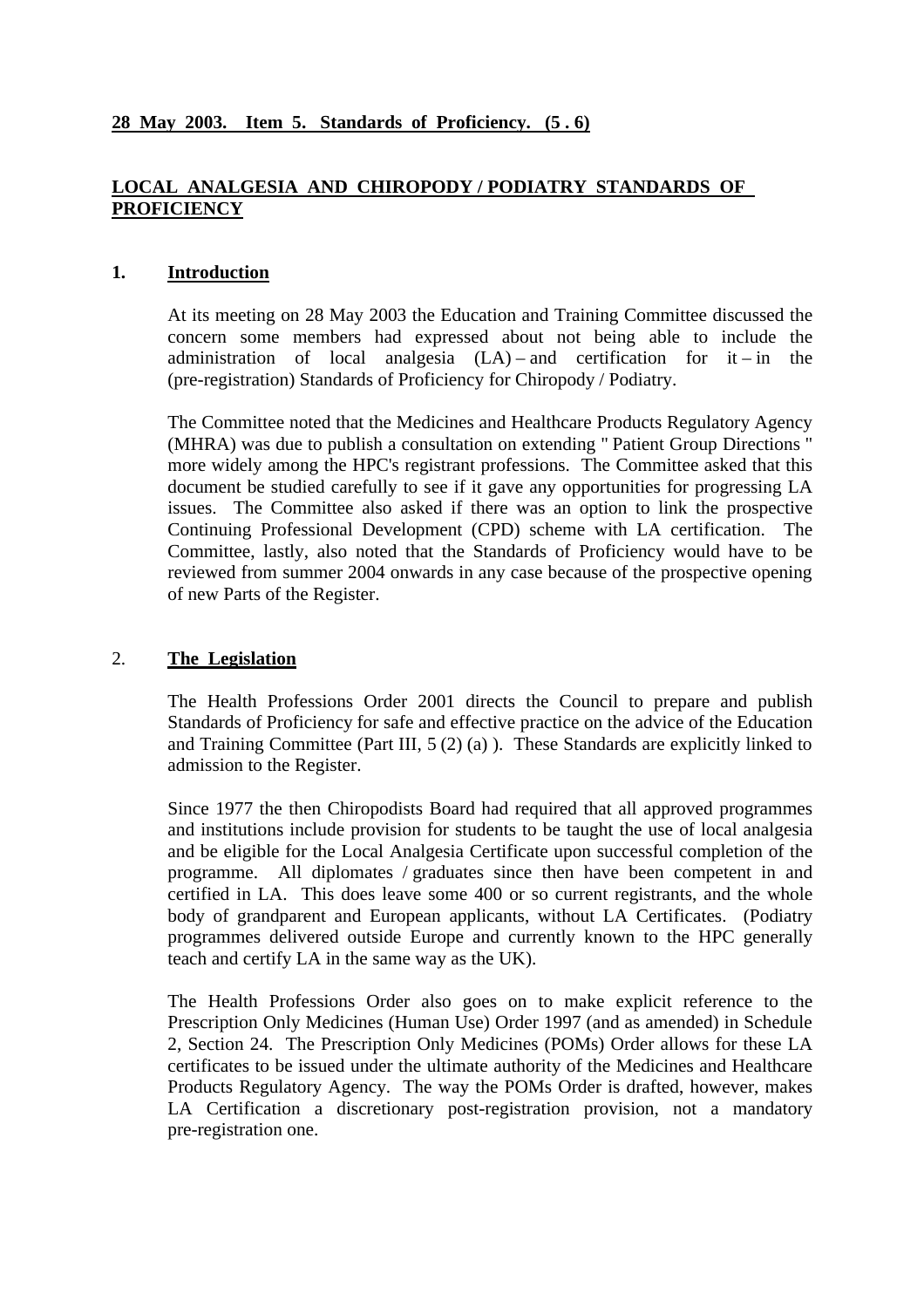**28 May 2003. Item 5. Standards of Proficiency. (5 . 6)**

## LOCAL ANALGESIA AND CHIROPODY / PODIATRY STANDARDS OF PROFICIENCY

### 1. Introduction

At its meeting on 28 May 2003 the Education and Training Committee discussed the concern some members had expressed about not being able to include the administration of local analgesia (LA) – and certification for it – in the (pre-registration) Standards of Proficiency for Chiropody / Podiatry.

The Committee noted that the Medicines and Healthcare Products Regulatory Agency (MHRA) was due to publish a consultation on extending " Patient Group Directions " more widely among the HPC's registrant professions. The Committee asked that this document be studied carefully to see if it gave any opportunities for progressing LA issues. The Committee also asked if there was an option to link the prospective Continuing Professional Development (CPD) scheme with LA certification. The Committee, lastly, also noted that the Standards of Proficiency would have to be reviewed from summer 2004 onwards in any case because of the prospective opening of new Parts of the Register.

### 2. The Legislation

The Health Professions Order 2001 directs the Council to prepare and publish Standards of Proficiency for safe and effective practice on the advice of the Education and Training Committee (Part III, 5 (2) (a) ). These Standards are explicitly linked to admission to the Register.

Since 1977 the then Chiropodists Board had required that all approved programmes and institutions include provision for students to be taught the use of local analgesia and be eligible for the Local Analgesia Certificate upon successful completion of the programme. All diplomates / graduates since then have been competent in and certified in LA. This does leave some 400 or so current registrants, and the whole body of grandparent and European applicants, without LA Certificates. (Podiatry programmes delivered outside Europe and currently known to the HPC generally teach and certify LA in the same way as the UK).

The Health Professions Order also goes on to make explicit reference to the Prescription Only Medicines (Human Use) Order 1997 (and as amended) in Schedule 2, Section 24. The Prescription Only Medicines (POMs) Order allows for these LA certificates to be issued under the ultimate authority of the Medicines and Healthcare Products Regulatory Agency. The way the POMs Order is drafted, however, makes LA Certification a discretionary post-registration provision, not a mandatory pre-registration one.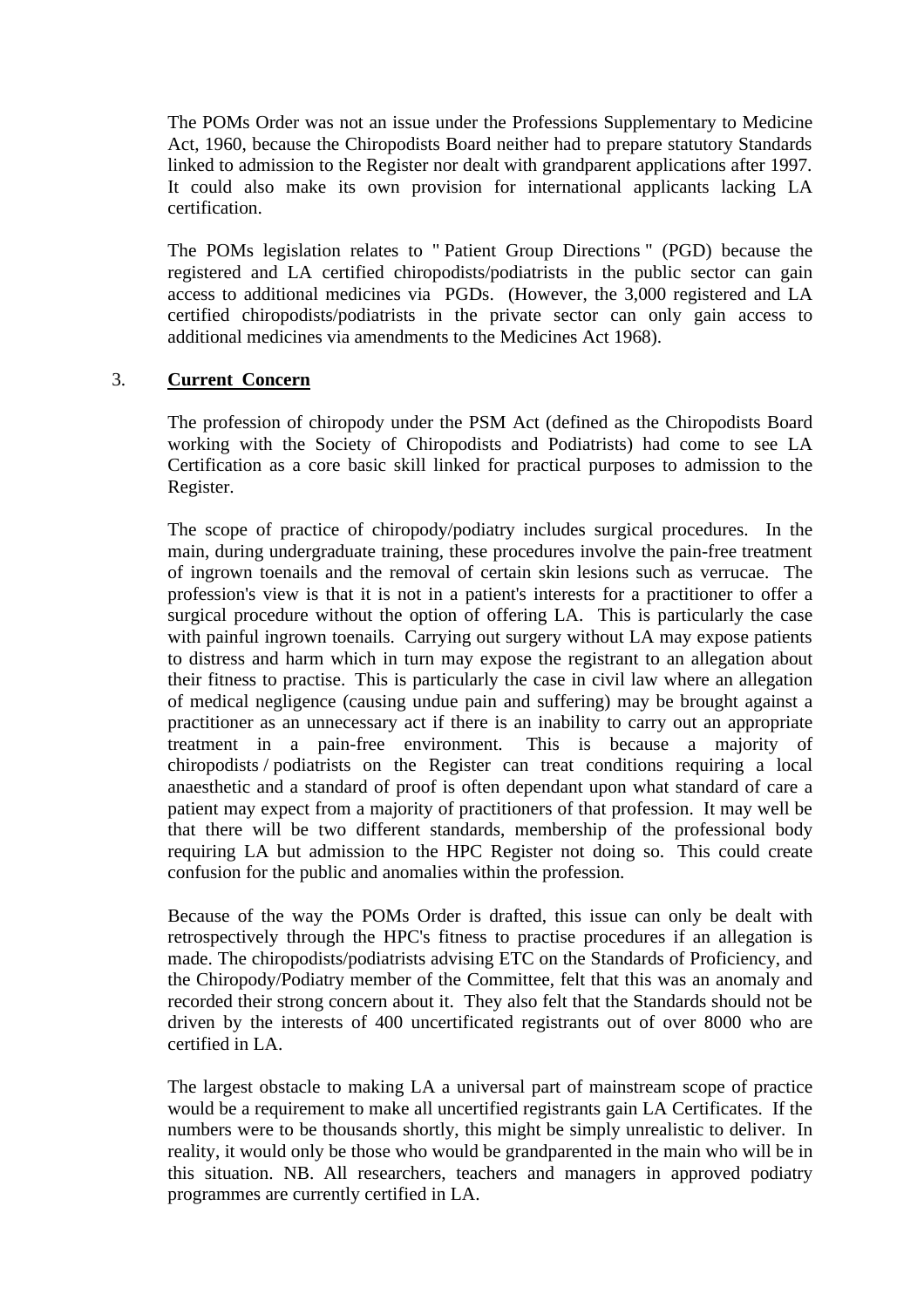The POMs Order was not an issue under the Professions Supplementary to Medicine Act, 1960, because the Chiropodists Board neither had to prepare statutory Standards linked to admission to the Register nor dealt with grandparent applications after 1997. It could also make its own provision for international applicants lacking LA certification.

The POMs legislation relates to " Patient Group Directions " (PGD) because the registered and LA certified chiropodists/podiatrists in the public sector can gain access to additional medicines via PGDs. (However, the 3,000 registered and LA certified chiropodists/podiatrists in the private sector can only gain access to additional medicines via amendments to the Medicines Act 1968).

3. **Current Concern**

The profession of chiropody under the PSM Act (defined as the Chiropodists Board working with the Society of Chiropodists and Podiatrists) had come to see LA Certification as a core basic skill linked for practical purposes to admission to the Register.

The scope of practice of chiropody/podiatry includes surgical procedures. In the main, during undergraduate training, these procedures involve the pain-free treatment of ingrown toenails and the removal of certain skin lesions such as verrucae. The profession's view is that it is not in a patient's interests for a practitioner to offer a surgical procedure without the option of offering LA. This is particularly the case with painful ingrown toenails. Carrying out surgery without LA may expose patients to distress and harm which in turn may expose the registrant to an allegation about their fitness to practise. This is particularly the case in civil law where an allegation of medical negligence (causing undue pain and suffering) may be brought against a practitioner as an unnecessary act if there is an inability to carry out an appropriate treatment in a pain-free environment. This is because a majority of chiropodists / podiatrists on the Register can treat conditions requiring a local anaesthetic and a standard of proof is often dependant upon what standard of care a patient may expect from a majority of practitioners of that profession. It may well be that there will be two different standards, membership of the professional body requiring LA but admission to the HPC Register not doing so. This could create confusion for the public and anomalies within the profession.

Because of the way the POMs Order is drafted, this issue can only be dealt with retrospectively through the HPC's fitness to practise procedures if an allegation is made. The chiropodists/podiatrists advising ETC on the Standards of Proficiency, and the Chiropody/Podiatry member of the Committee, felt that this was an anomaly and recorded their strong concern about it. They also felt that the Standards should not be driven by the interests of 400 uncertificated registrants out of over 8000 who are certified in LA.

The largest obstacle to making LA a universal part of mainstream scope of practice would be a requirement to make all uncertified registrants gain LA Certificates. If the numbers were to be thousands shortly, this might be simply unrealistic to deliver. In reality, it would only be those who would be grandparented in the main who will be in this situation. NB. All researchers, teachers and managers in approved podiatry programmes are currently certified in LA.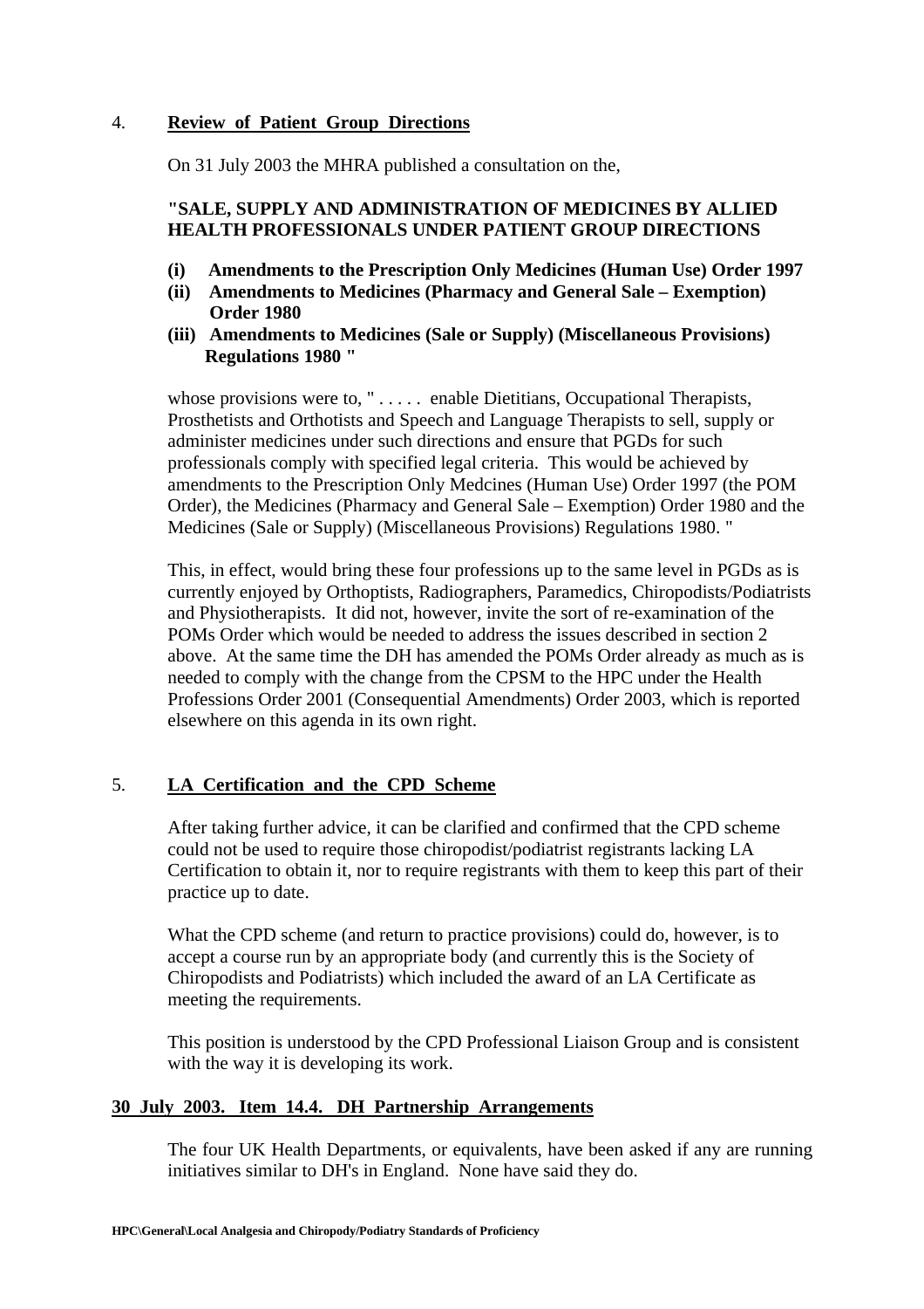4. **Review of Patient Group Directions**

On 31 July 2003 the MHRA published a consultation on the,

**"SALE, SUPPLY AND ADMINISTRATION OF MEDICINES BY ALLIED HEALTH PROFESSIONALS UNDER PATIENT GROUP DIRECTIONS**

**(i) Amendments to the Prescription Only Medicines (Human Use) Order 1997**
**(ii) Amendments to Medicines (Pharmacy and General Sale – Exemption) Order 1980**
**(iii) Amendments to Medicines (Sale or Supply) (Miscellaneous Provisions) Regulations 1980 "**

whose provisions were to, " . . . . . enable Dietitians, Occupational Therapists, Prosthetists and Orthotists and Speech and Language Therapists to sell, supply or administer medicines under such directions and ensure that PGDs for such professionals comply with specified legal criteria. This would be achieved by amendments to the Prescription Only Medcines (Human Use) Order 1997 (the POM Order), the Medicines (Pharmacy and General Sale – Exemption) Order 1980 and the Medicines (Sale or Supply) (Miscellaneous Provisions) Regulations 1980. "

This, in effect, would bring these four professions up to the same level in PGDs as is currently enjoyed by Orthoptists, Radiographers, Paramedics, Chiropodists/Podiatrists and Physiotherapists. It did not, however, invite the sort of re-examination of the POMs Order which would be needed to address the issues described in section 2 above. At the same time the DH has amended the POMs Order already as much as is needed to comply with the change from the CPSM to the HPC under the Health Professions Order 2001 (Consequential Amendments) Order 2003, which is reported elsewhere on this agenda in its own right.

5. **LA Certification and the CPD Scheme**

After taking further advice, it can be clarified and confirmed that the CPD scheme could not be used to require those chiropodist/podiatrist registrants lacking LA Certification to obtain it, nor to require registrants with them to keep this part of their practice up to date.

What the CPD scheme (and return to practice provisions) could do, however, is to accept a course run by an appropriate body (and currently this is the Society of Chiropodists and Podiatrists) which included the award of an LA Certificate as meeting the requirements.

This position is understood by the CPD Professional Liaison Group and is consistent with the way it is developing its work.

**30 July 2003. Item 14.4. DH Partnership Arrangements**

The four UK Health Departments, or equivalents, have been asked if any are running initiatives similar to DH's in England. None have said they do.

HPC\General\Local Analgesia and Chiropody/Podiatry Standards of Proficiency